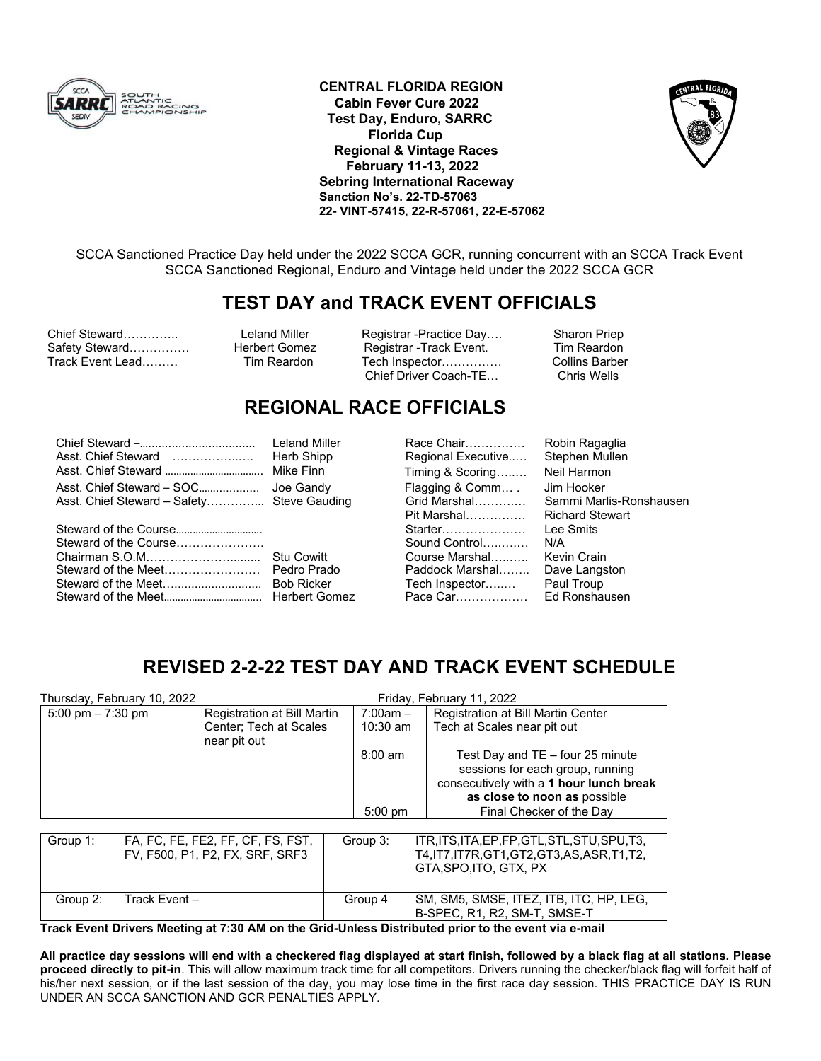**CENTRAL FLORIDA REGION**
**Cabin Fever Cure 2022**
**Test Day, Enduro, SARRC**
**Florida Cup**
**Regional & Vintage Races**
**February 11-13, 2022**
**Sebring International Raceway**
**Sanction No's. 22-TD-57063**
**22- VINT-57415, 22-R-57061, 22-E-57062**

SCCA Sanctioned Practice Day held under the 2022 SCCA GCR, running concurrent with an SCCA Track Event
SCCA Sanctioned Regional, Enduro and Vintage held under the 2022 SCCA GCR

## TEST DAY and TRACK EVENT OFFICIALS

| | | | |
|---|---|---|---|
| Chief Steward………….. | Leland Miller | Registrar -Practice Day…. | Sharon Priep |
| Safety Steward…………… | Herbert Gomez | Registrar -Track Event. | Tim Reardon |
| Track Event Lead……… | Tim Reardon | Tech Inspector…………… | Collins Barber |
| | | Chief Driver Coach-TE… | Chris Wells |

## REGIONAL RACE OFFICIALS

| | | | |
|---|---|---|---|
| Chief Steward –................................... | Leland Miller | Race Chair…………… | Robin Ragaglia |
| Asst. Chief Steward ……………..…. | Herb Shipp | Regional Executive..… | Stephen Mullen |
| Asst. Chief Steward .................................. | Mike Finn | Timing & Scoring….… | Neil Harmon |
| Asst. Chief Steward – SOC................... | Joe Gandy | Flagging & Comm… . | Jim Hooker |
| Asst. Chief Steward – Safety………….. | Steve Gauding | Grid Marshal……….… | Sammi Marlis-Ronshausen |
| | | Pit Marshal…………… | Richard Stewart |
| Steward of the Course.............................. | | Starter………………… | Lee Smits |
| Steward of the Course…………………. | | Sound Control…..…… | N/A |
| Chairman S.O.M………………….…..... | Stu Cowitt | Course Marshal…..….. | Kevin Crain |
| Steward of the Meet…………………… | Pedro Prado | Paddock Marshal…….. | Dave Langston |
| Steward of the Meet…......................... | Bob Ricker | Tech Inspector….…. | Paul Troup |
| Steward of the Meet.................................. | Herbert Gomez | Pace Car……………… | Ed Ronshausen |

## REVISED 2-2-22 TEST DAY AND TRACK EVENT SCHEDULE

| Thursday, February 10, 2022 | | Friday, February 11, 2022 | |
|---|---|---|---|
| 5:00 pm – 7:30 pm | Registration at Bill Martin Center; Tech at Scales near pit out | 7:00am – 10:30 am | Registration at Bill Martin Center Tech at Scales near pit out |
| | | 8:00 am | Test Day and TE – four 25 minute sessions for each group, running consecutively with a **1 hour lunch break as close to noon as** possible |
| | | 5:00 pm | Final Checker of the Day |

| | | | |
|---|---|---|---|
| Group 1: | FA, FC, FE, FE2, FF, CF, FS, FST, FV, F500, P1, P2, FX, SRF, SRF3 | Group 3: | ITR,ITS,ITA,EP,FP,GTL,STL,STU,SPU,T3, T4,IT7,IT7R,GT1,GT2,GT3,AS,ASR,T1,T2, GTA,SPO,ITO, GTX, PX |
| Group 2: | Track Event – | Group 4 | SM, SM5, SMSE, ITEZ, ITB, ITC, HP, LEG, B-SPEC, R1, R2, SM-T, SMSE-T |

**Track Event Drivers Meeting at 7:30 AM on the Grid-Unless Distributed prior to the event via e-mail**

**All practice day sessions will end with a checkered flag displayed at start finish, followed by a black flag at all stations. Please proceed directly to pit-in**. This will allow maximum track time for all competitors. Drivers running the checker/black flag will forfeit half of his/her next session, or if the last session of the day, you may lose time in the first race day session. THIS PRACTICE DAY IS RUN UNDER AN SCCA SANCTION AND GCR PENALTIES APPLY.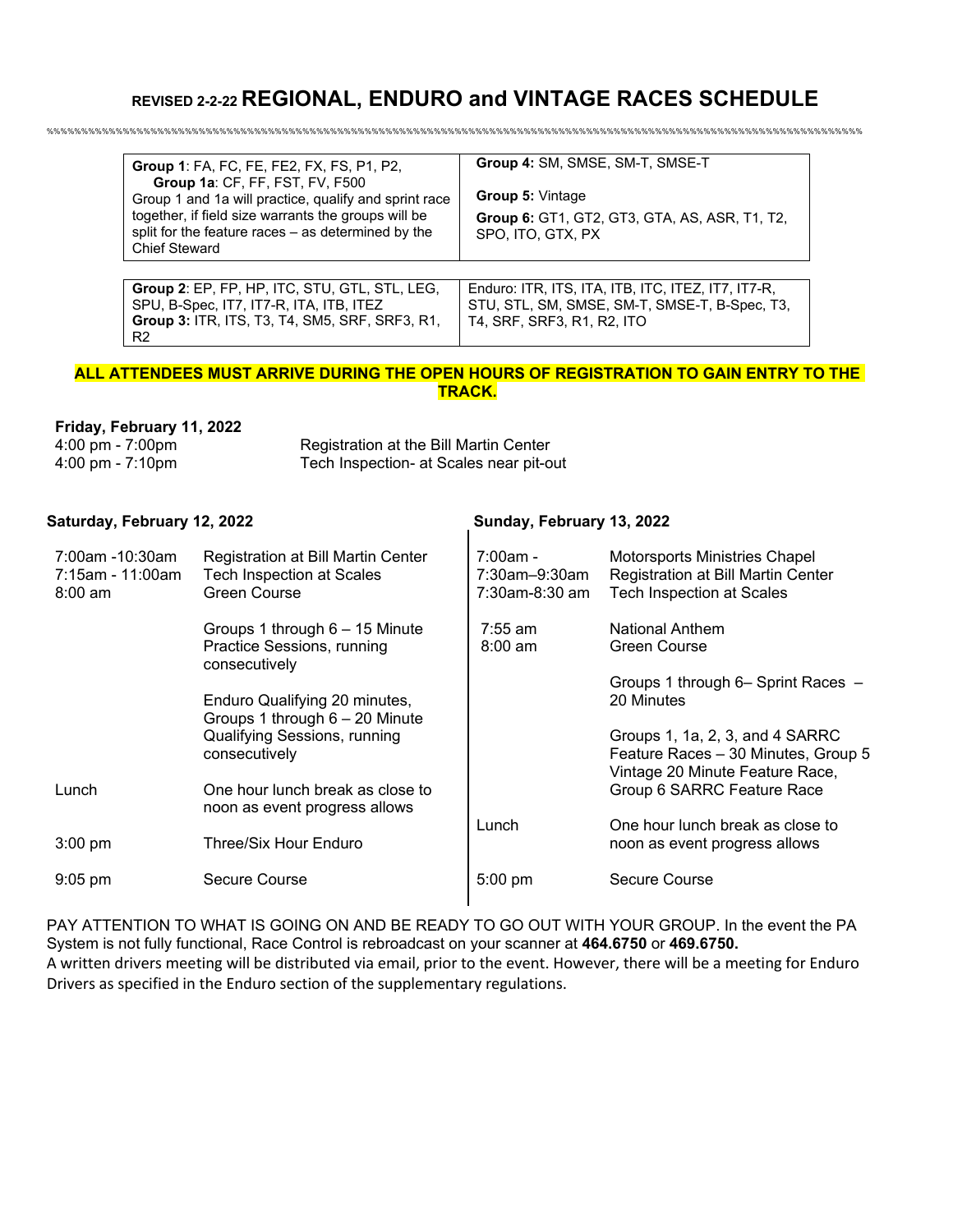# REVISED 2-2-22 REGIONAL, ENDURO and VINTAGE RACES SCHEDULE

%%%%%%%%%%%%%%%%%%%%%%%%%%%%%%%%%%%%%%%%%%%%%%%%%%%%%%%%%%%%%%%%%%%%%%%%%%%%%%%%%%%%%%%%%%%%%%%%%%%%%%%%%%%%%%%%%%%%%%%%%%%%%%%%%%%%%%%%%%%%%%%%%%%%%%%%%%%%

| | |
|---|---|
| **Group 1**: FA, FC, FE, FE2, FX, FS, P1, P2, **Group 1a**: CF, FF, FST, FV, F500 Group 1 and 1a will practice, qualify and sprint race together, if field size warrants the groups will be split for the feature races – as determined by the Chief Steward | **Group 4:** SM, SMSE, SM-T, SMSE-T **Group 5:** Vintage **Group 6:** GT1, GT2, GT3, GTA, AS, ASR, T1, T2, SPO, ITO, GTX, PX |

| | |
|---|---|
| **Group 2**: EP, FP, HP, ITC, STU, GTL, STL, LEG, SPU, B-Spec, IT7, IT7-R, ITA, ITB, ITEZ **Group 3:** ITR, ITS, T3, T4, SM5, SRF, SRF3, R1, R2 | Enduro: ITR, ITS, ITA, ITB, ITC, ITEZ, IT7, IT7-R, STU, STL, SM, SMSE, SM-T, SMSE-T, B-Spec, T3, T4, SRF, SRF3, R1, R2, ITO |

**ALL ATTENDEES MUST ARRIVE DURING THE OPEN HOURS OF REGISTRATION TO GAIN ENTRY TO THE TRACK.**

**Friday, February 11, 2022**

| | |
|---|---|
| 4:00 pm - 7:00pm | Registration at the Bill Martin Center |
| 4:00 pm - 7:10pm | Tech Inspection- at Scales near pit-out |

**Saturday, February 12, 2022**

| | |
|---|---|
| 7:00am -10:30am | Registration at Bill Martin Center |
| 7:15am - 11:00am | Tech Inspection at Scales |
| 8:00 am | Green Course |
| | Groups 1 through 6 – 15 Minute Practice Sessions, running consecutively |
| | Enduro Qualifying 20 minutes, Groups 1 through 6 – 20 Minute Qualifying Sessions, running consecutively |
| Lunch | One hour lunch break as close to noon as event progress allows |
| 3:00 pm | Three/Six Hour Enduro |
| 9:05 pm | Secure Course |

**Sunday, February 13, 2022**

| | |
|---|---|
| 7:00am - | Motorsports Ministries Chapel |
| 7:30am–9:30am | Registration at Bill Martin Center |
| 7:30am-8:30 am | Tech Inspection at Scales |
| 7:55 am | National Anthem |
| 8:00 am | Green Course |
| | Groups 1 through 6– Sprint Races – 20 Minutes |
| | Groups 1, 1a, 2, 3, and 4 SARRC Feature Races – 30 Minutes, Group 5 Vintage 20 Minute Feature Race, Group 6 SARRC Feature Race |
| Lunch | One hour lunch break as close to noon as event progress allows |
| 5:00 pm | Secure Course |

PAY ATTENTION TO WHAT IS GOING ON AND BE READY TO GO OUT WITH YOUR GROUP. In the event the PA System is not fully functional, Race Control is rebroadcast on your scanner at **464.6750** or **469.6750.**

A written drivers meeting will be distributed via email, prior to the event. However, there will be a meeting for Enduro Drivers as specified in the Enduro section of the supplementary regulations.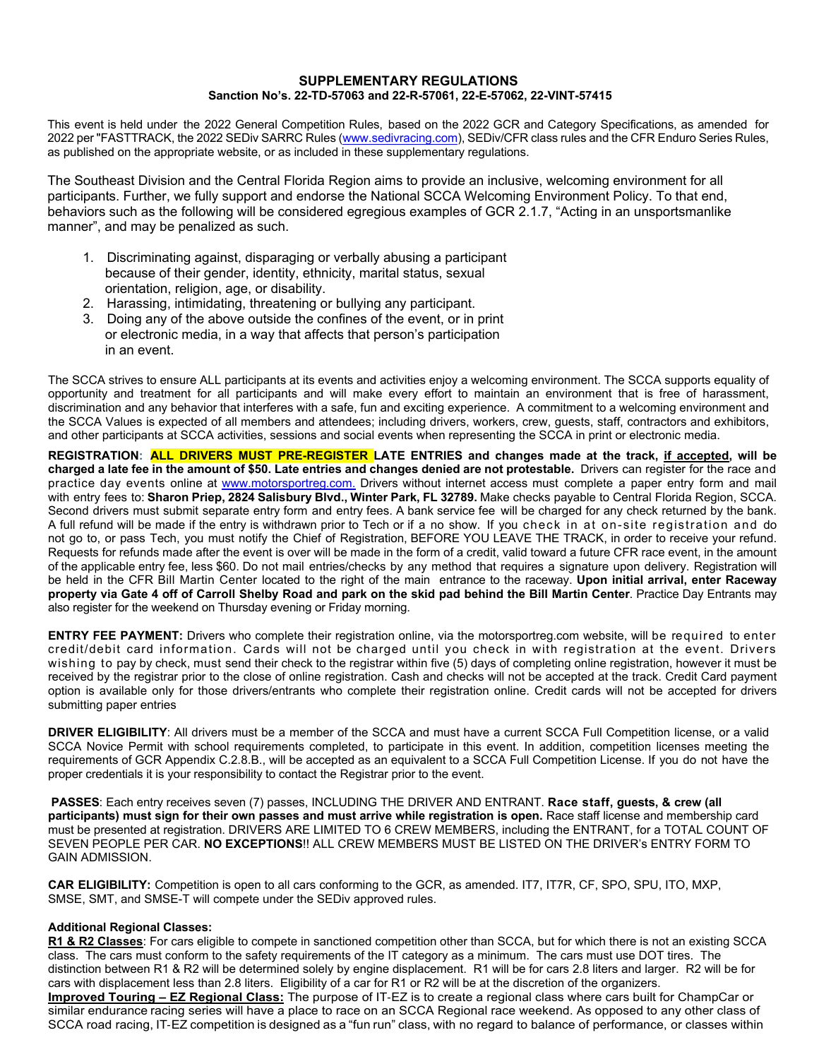## SUPPLEMENTARY REGULATIONS
### Sanction No's. 22-TD-57063 and 22-R-57061, 22-E-57062, 22-VINT-57415

This event is held under the 2022 General Competition Rules, based on the 2022 GCR and Category Specifications, as amended for 2022 per "FASTTRACK, the 2022 SEDiv SARRC Rules (www.sedivracing.com), SEDiv/CFR class rules and the CFR Enduro Series Rules, as published on the appropriate website, or as included in these supplementary regulations.

The Southeast Division and the Central Florida Region aims to provide an inclusive, welcoming environment for all participants. Further, we fully support and endorse the National SCCA Welcoming Environment Policy. To that end, behaviors such as the following will be considered egregious examples of GCR 2.1.7, "Acting in an unsportsmanlike manner", and may be penalized as such.

1. Discriminating against, disparaging or verbally abusing a participant because of their gender, identity, ethnicity, marital status, sexual orientation, religion, age, or disability.
2. Harassing, intimidating, threatening or bullying any participant.
3. Doing any of the above outside the confines of the event, or in print or electronic media, in a way that affects that person's participation in an event.

The SCCA strives to ensure ALL participants at its events and activities enjoy a welcoming environment. The SCCA supports equality of opportunity and treatment for all participants and will make every effort to maintain an environment that is free of harassment, discrimination and any behavior that interferes with a safe, fun and exciting experience. A commitment to a welcoming environment and the SCCA Values is expected of all members and attendees; including drivers, workers, crew, guests, staff, contractors and exhibitors, and other participants at SCCA activities, sessions and social events when representing the SCCA in print or electronic media.

**REGISTRATION: ALL DRIVERS MUST PRE-REGISTER LATE ENTRIES and changes made at the track, <u>if accepted</u>, will be charged a late fee in the amount of $50. Late entries and changes denied are not protestable.** Drivers can register for the race and practice day events online at www.motorsportreg.com. Drivers without internet access must complete a paper entry form and mail with entry fees to: **Sharon Priep, 2824 Salisbury Blvd., Winter Park, FL 32789.** Make checks payable to Central Florida Region, SCCA. Second drivers must submit separate entry form and entry fees. A bank service fee will be charged for any check returned by the bank. A full refund will be made if the entry is withdrawn prior to Tech or if a no show. If you check in at on-site registration and do not go to, or pass Tech, you must notify the Chief of Registration, BEFORE YOU LEAVE THE TRACK, in order to receive your refund. Requests for refunds made after the event is over will be made in the form of a credit, valid toward a future CFR race event, in the amount of the applicable entry fee, less $60. Do not mail entries/checks by any method that requires a signature upon delivery. Registration will be held in the CFR Bill Martin Center located to the right of the main entrance to the raceway. **Upon initial arrival, enter Raceway property via Gate 4 off of Carroll Shelby Road and park on the skid pad behind the Bill Martin Center**. Practice Day Entrants may also register for the weekend on Thursday evening or Friday morning.

**ENTRY FEE PAYMENT:** Drivers who complete their registration online, via the motorsportreg.com website, will be required to enter credit/debit card information. Cards will not be charged until you check in with registration at the event. Drivers wishing to pay by check, must send their check to the registrar within five (5) days of completing online registration, however it must be received by the registrar prior to the close of online registration. Cash and checks will not be accepted at the track. Credit Card payment option is available only for those drivers/entrants who complete their registration online. Credit cards will not be accepted for drivers submitting paper entries

**DRIVER ELIGIBILITY**: All drivers must be a member of the SCCA and must have a current SCCA Full Competition license, or a valid SCCA Novice Permit with school requirements completed, to participate in this event. In addition, competition licenses meeting the requirements of GCR Appendix C.2.8.B., will be accepted as an equivalent to a SCCA Full Competition License. If you do not have the proper credentials it is your responsibility to contact the Registrar prior to the event.

**PASSES**: Each entry receives seven (7) passes, INCLUDING THE DRIVER AND ENTRANT. **Race staff, guests, & crew (all participants) must sign for their own passes and must arrive while registration is open.** Race staff license and membership card must be presented at registration. DRIVERS ARE LIMITED TO 6 CREW MEMBERS, including the ENTRANT, for a TOTAL COUNT OF SEVEN PEOPLE PER CAR. **NO EXCEPTIONS**!! ALL CREW MEMBERS MUST BE LISTED ON THE DRIVER's ENTRY FORM TO GAIN ADMISSION.

**CAR ELIGIBILITY:** Competition is open to all cars conforming to the GCR, as amended. IT7, IT7R, CF, SPO, SPU, ITO, MXP, SMSE, SMT, and SMSE-T will compete under the SEDiv approved rules.

**Additional Regional Classes:**

**<u>R1 & R2 Classes</u>**: For cars eligible to compete in sanctioned competition other than SCCA, but for which there is not an existing SCCA class. The cars must conform to the safety requirements of the IT category as a minimum. The cars must use DOT tires. The distinction between R1 & R2 will be determined solely by engine displacement. R1 will be for cars 2.8 liters and larger. R2 will be for cars with displacement less than 2.8 liters. Eligibility of a car for R1 or R2 will be at the discretion of the organizers.

**<u>Improved Touring – EZ Regional Class:</u>** The purpose of IT-EZ is to create a regional class where cars built for ChampCar or similar endurance racing series will have a place to race on an SCCA Regional race weekend. As opposed to any other class of SCCA road racing, IT-EZ competition is designed as a "fun run" class, with no regard to balance of performance, or classes within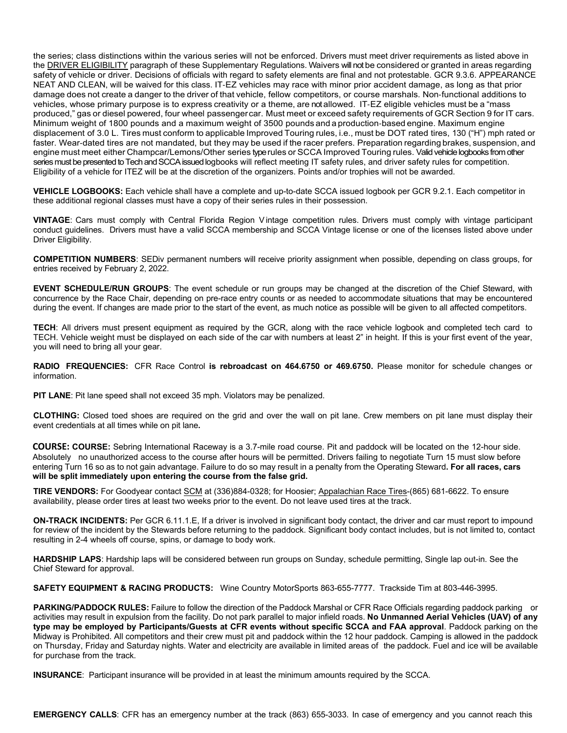the series; class distinctions within the various series will not be enforced. Drivers must meet driver requirements as listed above in the DRIVER ELIGIBILITY paragraph of these Supplementary Regulations. Waivers will not be considered or granted in areas regarding safety of vehicle or driver. Decisions of officials with regard to safety elements are final and not protestable. GCR 9.3.6. APPEARANCE NEAT AND CLEAN, will be waived for this class. IT-EZ vehicles may race with minor prior accident damage, as long as that prior damage does not create a danger to the driver of that vehicle, fellow competitors, or course marshals. Non-functional additions to vehicles, whose primary purpose is to express creativity or a theme, are not allowed. IT-EZ eligible vehicles must be a "mass produced," gas or diesel powered, four wheel passenger car. Must meet or exceed safety requirements of GCR Section 9 for IT cars. Minimum weight of 1800 pounds and a maximum weight of 3500 pounds and a production-based engine. Maximum engine displacement of 3.0 L. Tires must conform to applicable Improved Touring rules, i.e., must be DOT rated tires, 130 ("H") mph rated or faster. Wear-dated tires are not mandated, but they may be used if the racer prefers. Preparation regarding brakes, suspension, and engine must meet either Champcar/Lemons/Other series type rules or SCCA Improved Touring rules. Valid vehicle logbooks from other series must be presented to Tech and SCCA issued logbooks will reflect meeting IT safety rules, and driver safety rules for competition. Eligibility of a vehicle for ITEZ will be at the discretion of the organizers. Points and/or trophies will not be awarded.

**VEHICLE LOGBOOKS:** Each vehicle shall have a complete and up-to-date SCCA issued logbook per GCR 9.2.1. Each competitor in these additional regional classes must have a copy of their series rules in their possession.

**VINTAGE**: Cars must comply with Central Florida Region Vintage competition rules. Drivers must comply with vintage participant conduct guidelines. Drivers must have a valid SCCA membership and SCCA Vintage license or one of the licenses listed above under Driver Eligibility.

**COMPETITION NUMBERS**: SEDiv permanent numbers will receive priority assignment when possible, depending on class groups, for entries received by February 2, 2022.

**EVENT SCHEDULE/RUN GROUPS**: The event schedule or run groups may be changed at the discretion of the Chief Steward, with concurrence by the Race Chair, depending on pre-race entry counts or as needed to accommodate situations that may be encountered during the event. If changes are made prior to the start of the event, as much notice as possible will be given to all affected competitors.

**TECH**: All drivers must present equipment as required by the GCR, along with the race vehicle logbook and completed tech card to TECH. Vehicle weight must be displayed on each side of the car with numbers at least 2" in height. If this is your first event of the year, you will need to bring all your gear.

**RADIO FREQUENCIES:** CFR Race Control **is rebroadcast on 464.6750 or 469.6750.** Please monitor for schedule changes or information.

**PIT LANE**: Pit lane speed shall not exceed 35 mph. Violators may be penalized.

**CLOTHING:** Closed toed shoes are required on the grid and over the wall on pit lane. Crew members on pit lane must display their event credentials at all times while on pit lane**.**

**COURSE: COURSE:** Sebring International Raceway is a 3.7-mile road course. Pit and paddock will be located on the 12-hour side. Absolutely no unauthorized access to the course after hours will be permitted. Drivers failing to negotiate Turn 15 must slow before entering Turn 16 so as to not gain advantage. Failure to do so may result in a penalty from the Operating Steward**. For all races, cars will be split immediately upon entering the course from the false grid.**

**TIRE VENDORS:** For Goodyear contact SCM at (336)884-0328; for Hoosier; Appalachian Race Tires-(865) 681-6622. To ensure availability, please order tires at least two weeks prior to the event. Do not leave used tires at the track.

**ON-TRACK INCIDENTS:** Per GCR 6.11.1.E, If a driver is involved in significant body contact, the driver and car must report to impound for review of the incident by the Stewards before returning to the paddock. Significant body contact includes, but is not limited to, contact resulting in 2-4 wheels off course, spins, or damage to body work.

**HARDSHIP LAPS**: Hardship laps will be considered between run groups on Sunday, schedule permitting, Single lap out-in. See the Chief Steward for approval.

**SAFETY EQUIPMENT & RACING PRODUCTS:** Wine Country MotorSports 863-655-7777. Trackside Tim at 803-446-3995.

**PARKING/PADDOCK RULES:** Failure to follow the direction of the Paddock Marshal or CFR Race Officials regarding paddock parking or activities may result in expulsion from the facility. Do not park parallel to major infield roads. **No Unmanned Aerial Vehicles (UAV) of any type may be employed by Participants/Guests at CFR events without specific SCCA and FAA approval**. Paddock parking on the Midway is Prohibited. All competitors and their crew must pit and paddock within the 12 hour paddock. Camping is allowed in the paddock on Thursday, Friday and Saturday nights. Water and electricity are available in limited areas of the paddock. Fuel and ice will be available for purchase from the track.

**INSURANCE**: Participant insurance will be provided in at least the minimum amounts required by the SCCA.

**EMERGENCY CALLS**: CFR has an emergency number at the track (863) 655-3033. In case of emergency and you cannot reach this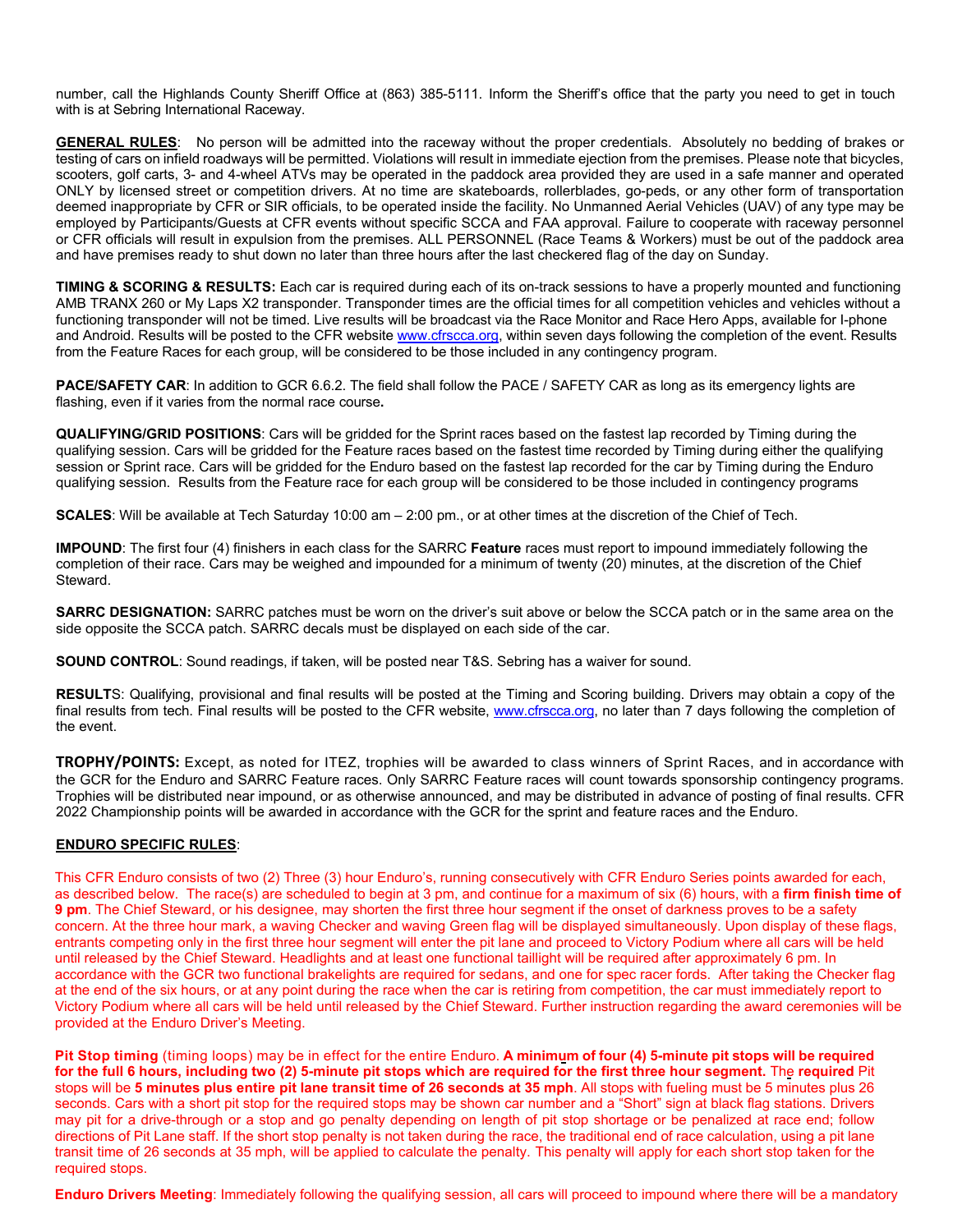number, call the Highlands County Sheriff Office at (863) 385-5111. Inform the Sheriff's office that the party you need to get in touch with is at Sebring International Raceway.

**GENERAL RULES**: No person will be admitted into the raceway without the proper credentials. Absolutely no bedding of brakes or testing of cars on infield roadways will be permitted. Violations will result in immediate ejection from the premises. Please note that bicycles, scooters, golf carts, 3- and 4-wheel ATVs may be operated in the paddock area provided they are used in a safe manner and operated ONLY by licensed street or competition drivers. At no time are skateboards, rollerblades, go-peds, or any other form of transportation deemed inappropriate by CFR or SIR officials, to be operated inside the facility. No Unmanned Aerial Vehicles (UAV) of any type may be employed by Participants/Guests at CFR events without specific SCCA and FAA approval. Failure to cooperate with raceway personnel or CFR officials will result in expulsion from the premises. ALL PERSONNEL (Race Teams & Workers) must be out of the paddock area and have premises ready to shut down no later than three hours after the last checkered flag of the day on Sunday.

**TIMING & SCORING & RESULTS:** Each car is required during each of its on-track sessions to have a properly mounted and functioning AMB TRANX 260 or My Laps X2 transponder. Transponder times are the official times for all competition vehicles and vehicles without a functioning transponder will not be timed. Live results will be broadcast via the Race Monitor and Race Hero Apps, available for I-phone and Android. Results will be posted to the CFR website www.cfrscca.org, within seven days following the completion of the event. Results from the Feature Races for each group, will be considered to be those included in any contingency program.

**PACE/SAFETY CAR**: In addition to GCR 6.6.2. The field shall follow the PACE / SAFETY CAR as long as its emergency lights are flashing, even if it varies from the normal race course**.**

**QUALIFYING/GRID POSITIONS**: Cars will be gridded for the Sprint races based on the fastest lap recorded by Timing during the qualifying session. Cars will be gridded for the Feature races based on the fastest time recorded by Timing during either the qualifying session or Sprint race. Cars will be gridded for the Enduro based on the fastest lap recorded for the car by Timing during the Enduro qualifying session. Results from the Feature race for each group will be considered to be those included in contingency programs

**SCALES**: Will be available at Tech Saturday 10:00 am – 2:00 pm., or at other times at the discretion of the Chief of Tech.

**IMPOUND**: The first four (4) finishers in each class for the SARRC **Feature** races must report to impound immediately following the completion of their race. Cars may be weighed and impounded for a minimum of twenty (20) minutes, at the discretion of the Chief Steward.

**SARRC DESIGNATION:** SARRC patches must be worn on the driver's suit above or below the SCCA patch or in the same area on the side opposite the SCCA patch. SARRC decals must be displayed on each side of the car.

**SOUND CONTROL**: Sound readings, if taken, will be posted near T&S. Sebring has a waiver for sound.

**RESULTS**: Qualifying, provisional and final results will be posted at the Timing and Scoring building. Drivers may obtain a copy of the final results from tech. Final results will be posted to the CFR website, www.cfrscca.org, no later than 7 days following the completion of the event.

**TROPHY/POINTS:** Except, as noted for ITEZ, trophies will be awarded to class winners of Sprint Races, and in accordance with the GCR for the Enduro and SARRC Feature races. Only SARRC Feature races will count towards sponsorship contingency programs. Trophies will be distributed near impound, or as otherwise announced, and may be distributed in advance of posting of final results. CFR 2022 Championship points will be awarded in accordance with the GCR for the sprint and feature races and the Enduro.

**ENDURO SPECIFIC RULES**:

This CFR Enduro consists of two (2) Three (3) hour Enduro's, running consecutively with CFR Enduro Series points awarded for each, as described below. The race(s) are scheduled to begin at 3 pm, and continue for a maximum of six (6) hours, with a **firm finish time of 9 pm**. The Chief Steward, or his designee, may shorten the first three hour segment if the onset of darkness proves to be a safety concern. At the three hour mark, a waving Checker and waving Green flag will be displayed simultaneously. Upon display of these flags, entrants competing only in the first three hour segment will enter the pit lane and proceed to Victory Podium where all cars will be held until released by the Chief Steward. Headlights and at least one functional taillight will be required after approximately 6 pm. In accordance with the GCR two functional brakelights are required for sedans, and one for spec racer fords. After taking the Checker flag at the end of the six hours, or at any point during the race when the car is retiring from competition, the car must immediately report to Victory Podium where all cars will be held until released by the Chief Steward. Further instruction regarding the award ceremonies will be provided at the Enduro Driver's Meeting.

**Pit Stop timing** (timing loops) may be in effect for the entire Enduro. **A minimum of four (4) 5-minute pit stops will be required for the full 6 hours, including two (2) 5-minute pit stops which are required for the first three hour segment.** The **required** Pit stops will be **5 minutes plus entire pit lane transit time of 26 seconds at 35 mph**. All stops with fueling must be 5 minutes plus 26 seconds. Cars with a short pit stop for the required stops may be shown car number and a "Short" sign at black flag stations. Drivers may pit for a drive-through or a stop and go penalty depending on length of pit stop shortage or be penalized at race end; follow directions of Pit Lane staff. If the short stop penalty is not taken during the race, the traditional end of race calculation, using a pit lane transit time of 26 seconds at 35 mph, will be applied to calculate the penalty. This penalty will apply for each short stop taken for the required stops.

**Enduro Drivers Meeting**: Immediately following the qualifying session, all cars will proceed to impound where there will be a mandatory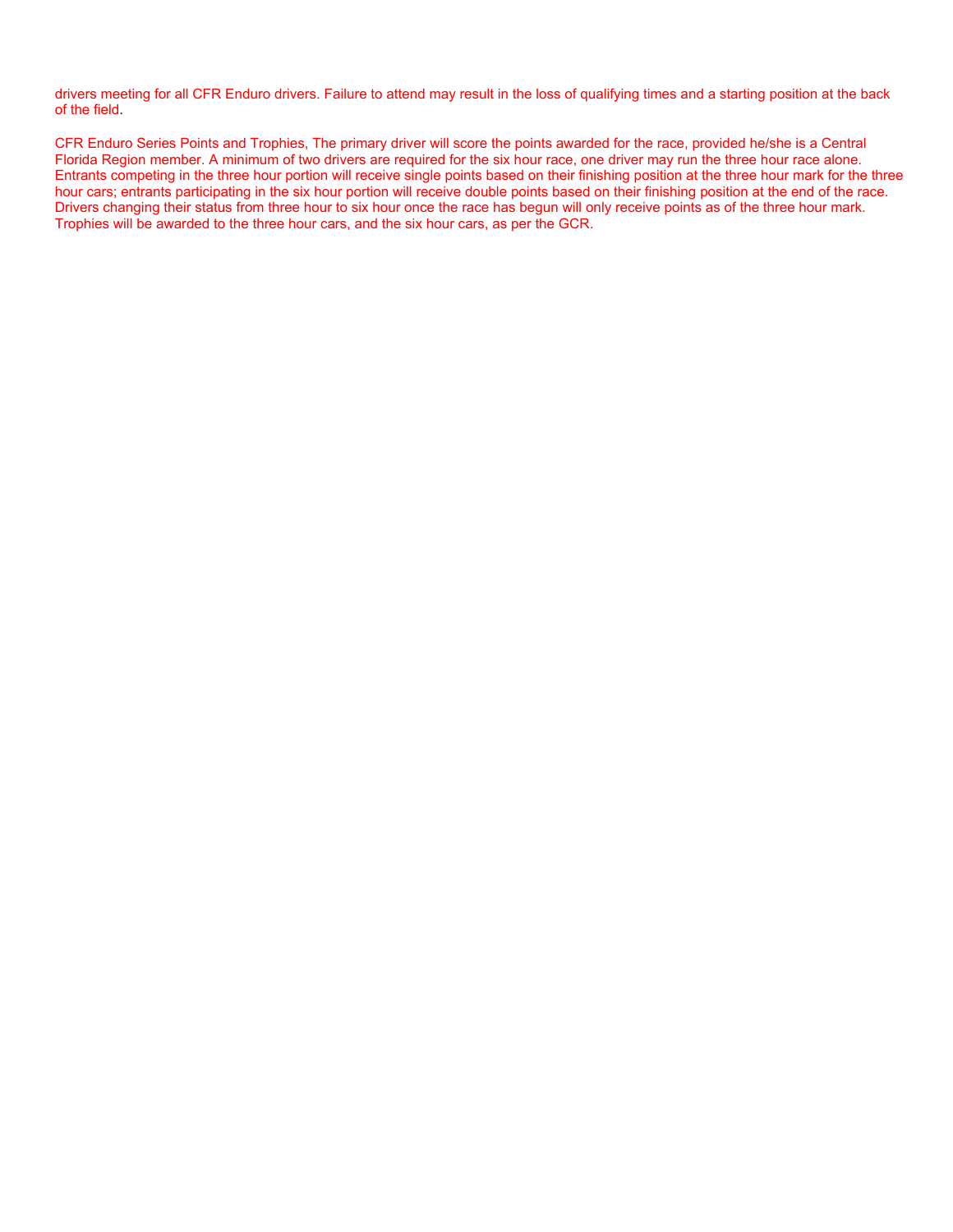drivers meeting for all CFR Enduro drivers. Failure to attend may result in the loss of qualifying times and a starting position at the back of the field.

CFR Enduro Series Points and Trophies, The primary driver will score the points awarded for the race, provided he/she is a Central Florida Region member. A minimum of two drivers are required for the six hour race, one driver may run the three hour race alone. Entrants competing in the three hour portion will receive single points based on their finishing position at the three hour mark for the three hour cars; entrants participating in the six hour portion will receive double points based on their finishing position at the end of the race. Drivers changing their status from three hour to six hour once the race has begun will only receive points as of the three hour mark. Trophies will be awarded to the three hour cars, and the six hour cars, as per the GCR.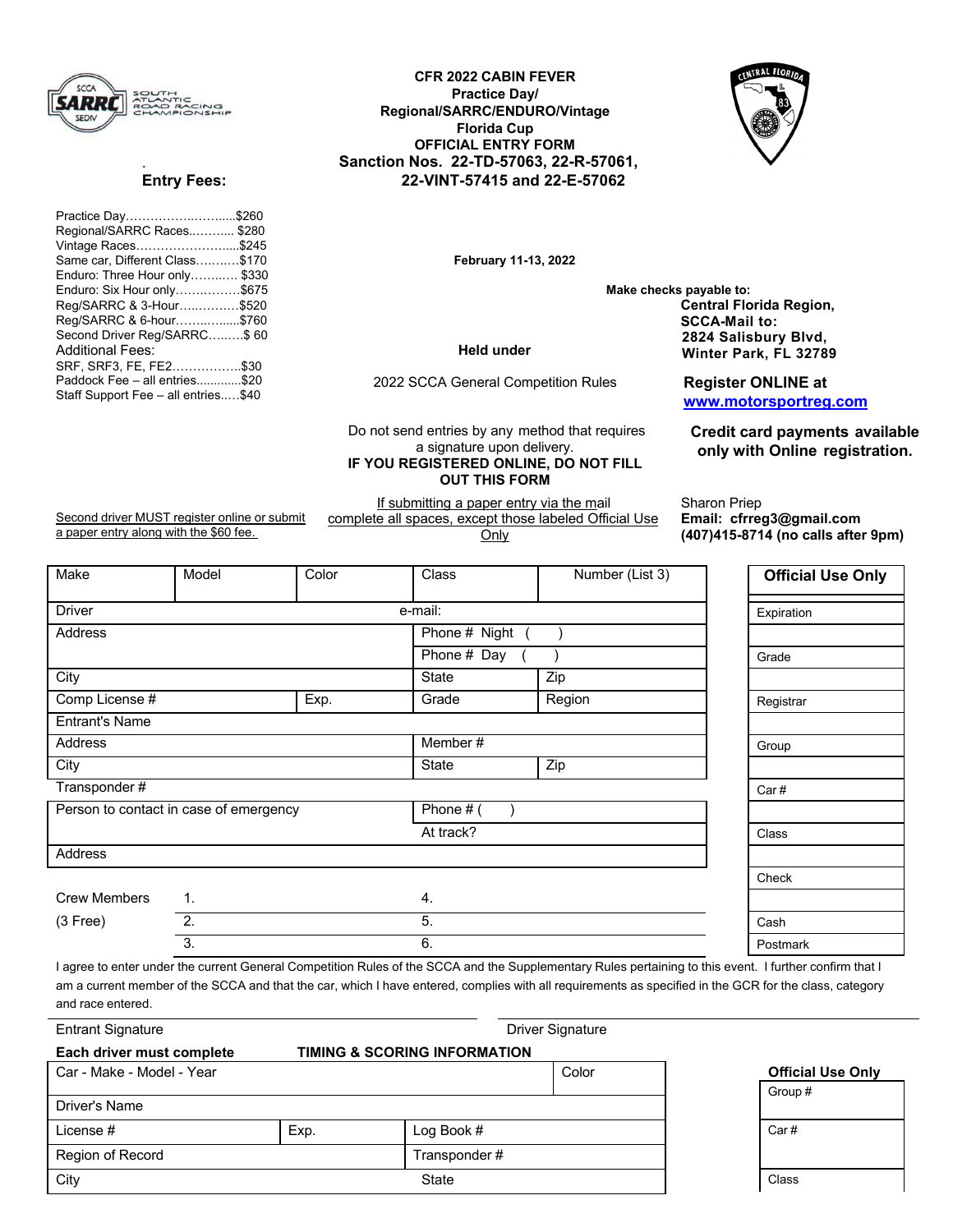# CFR 2022 CABIN FEVER
## Practice Day/
## Regional/SARRC/ENDURO/Vintage
## Florida Cup
## OFFICIAL ENTRY FORM
## Sanction Nos. 22-TD-57063, 22-R-57061, 22-VINT-57415 and 22-E-57062

**February 11-13, 2022**

### Entry Fees:

Practice Day……………..……….$260
Regional/SARRC Races..……….. $280
Vintage Races……………………..$245
Same car, Different Class………..$170
Enduro: Three Hour only………… $330
Enduro: Six Hour only…….………$675
Reg/SARRC & 3-Hour…..…………$520
Reg/SARRC & 6-hour……..………$760
Second Driver Reg/SARRC………$ 60
Additional Fees:
SRF, SRF3, FE, FE2……………..$30
Paddock Fee – all entries............$20
Staff Support Fee – all entries…..$40

**Make checks payable to:**
**Central Florida Region, SCCA-Mail to:**
**2824 Salisbury Blvd, Winter Park, FL 32789**

**Held under**

2022 SCCA General Competition Rules

**Register ONLINE at www.motorsportreg.com**

Do not send entries by any method that requires a signature upon delivery.
**IF YOU REGISTERED ONLINE, DO NOT FILL OUT THIS FORM**

**Credit card payments available only with Online registration.**

Second driver MUST register online or submit a paper entry along with the $60 fee.

If submitting a paper entry via the mail complete all spaces, except those labeled Official Use Only

Sharon Priep
**Email: cfrreg3@gmail.com**
**(407)415-8714 (no calls after 9pm)**

| Make | Model | Color | Class | Number (List 3) |
|---|---|---|---|---|
| Driver | | | e-mail: | |
| Address | | | Phone # Night ( ) | |
| | | | Phone # Day ( ) | |
| City | | | State | Zip |
| Comp License # | | Exp. | Grade | Region |
| Entrant's Name | | | | |
| Address | | | Member # | |
| City | | | State | Zip |
| Transponder # | | | | |
| Person to contact in case of emergency | | | Phone # ( ) | |
| | | | At track? | |
| Address | | | | |

| Official Use Only |
|---|
| Expiration |
| Grade |
| Registrar |
| Group |
| Car # |
| Class |
| Check |
| Cash |
| Postmark |

| Crew Members (3 Free) | | |
|---|---|---|
| | 1. | 4. |
| | 2. | 5. |
| | 3. | 6. |

I agree to enter under the current General Competition Rules of the SCCA and the Supplementary Rules pertaining to this event. I further confirm that I am a current member of the SCCA and that the car, which I have entered, complies with all requirements as specified in the GCR for the class, category and race entered.

Entrant Signature ____________________ Driver Signature ____________________

**Each driver must complete** **TIMING & SCORING INFORMATION**

| Car - Make - Model - Year | | Color |
|---|---|---|
| Driver's Name | | |
| License # | Exp. | Log Book # |
| Region of Record | | Transponder # |
| City | | State |

| Official Use Only |
|---|
| Group # |
| Car # |
| Class |